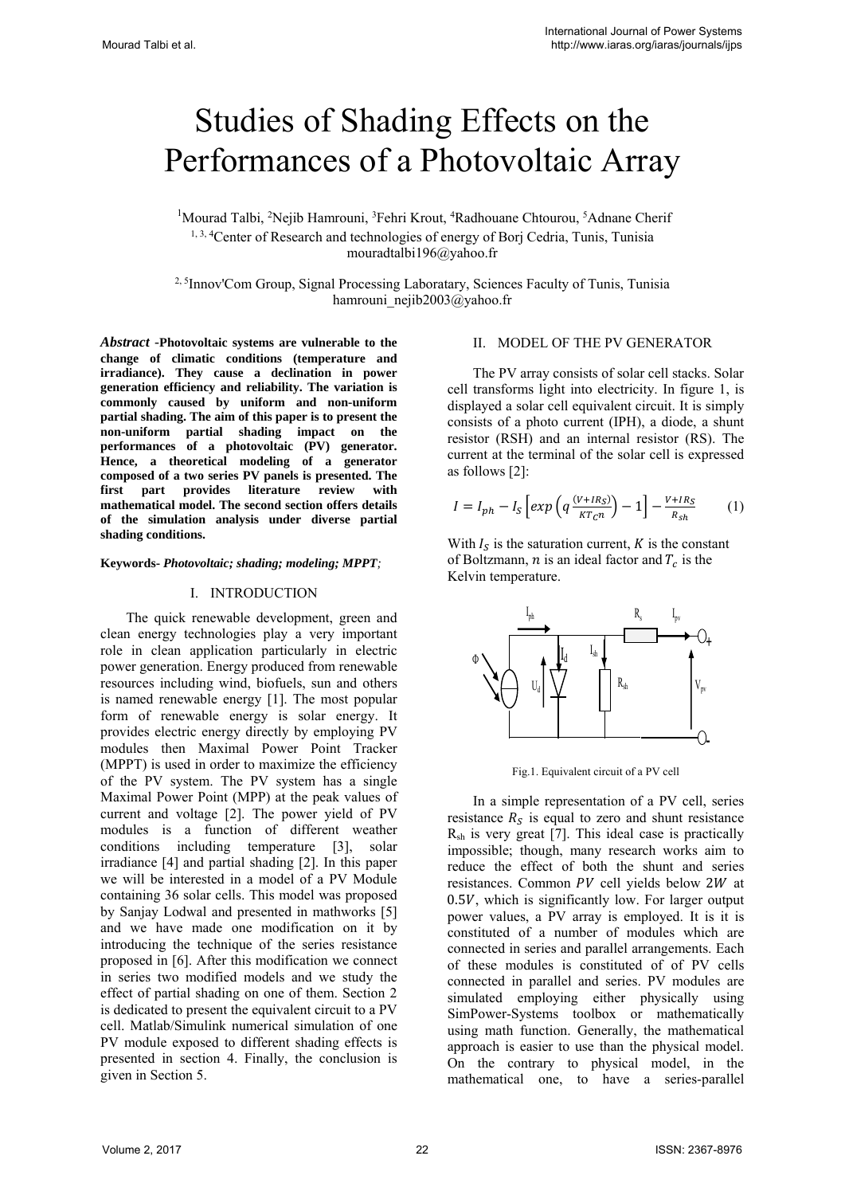# Studies of Shading Effects on the Performances of a Photovoltaic Array

[1]Mourad Talbi, [2]Nejib Hamrouni, [3]Fehri Krout, [4]Radhouane Chtourou, [5]Adnane Cherif

[1, 3, 4]Center of Research and technologies of energy of Borj Cedria, Tunis, Tunisia
mouradtalbi196@yahoo.fr

[2, 5]Innov'Com Group, Signal Processing Laboratary, Sciences Faculty of Tunis, Tunisia
hamrouni_nejib2003@yahoo.fr

***Abstract*** **-Photovoltaic systems are vulnerable to the change of climatic conditions (temperature and irradiance). They cause a declination in power generation efficiency and reliability. The variation is commonly caused by uniform and non-uniform partial shading. The aim of this paper is to present the non-uniform partial shading impact on the performances of a photovoltaic (PV) generator. Hence, a theoretical modeling of a generator composed of a two series PV panels is presented. The first part provides literature review with mathematical model. The second section offers details of the simulation analysis under diverse partial shading conditions.**

**Keywords-** ***Photovoltaic; shading; modeling; MPPT;***

## I. INTRODUCTION

The quick renewable development, green and clean energy technologies play a very important role in clean application particularly in electric power generation. Energy produced from renewable resources including wind, biofuels, sun and others is named renewable energy [1]. The most popular form of renewable energy is solar energy. It provides electric energy directly by employing PV modules then Maximal Power Point Tracker (MPPT) is used in order to maximize the efficiency of the PV system. The PV system has a single Maximal Power Point (MPP) at the peak values of current and voltage [2]. The power yield of PV modules is a function of different weather conditions including temperature [3], solar irradiance [4] and partial shading [2]. In this paper we will be interested in a model of a PV Module containing 36 solar cells. This model was proposed by Sanjay Lodwal and presented in mathworks [5] and we have made one modification on it by introducing the technique of the series resistance proposed in [6]. After this modification we connect in series two modified models and we study the effect of partial shading on one of them. Section 2 is dedicated to present the equivalent circuit to a PV cell. Matlab/Simulink numerical simulation of one PV module exposed to different shading effects is presented in section 4. Finally, the conclusion is given in Section 5.

## II. MODEL OF THE PV GENERATOR

The PV array consists of solar cell stacks. Solar cell transforms light into electricity. In figure 1, is displayed a solar cell equivalent circuit. It is simply consists of a photo current (IPH), a diode, a shunt resistor (RSH) and an internal resistor (RS). The current at the terminal of the solar cell is expressed as follows [2]:

$$I = I_{ph} - I_S\left[exp\left(q\frac{(V+IR_S)}{KT_C n}\right) - 1\right] - \frac{V+IR_S}{R_{sh}} \quad (1)$$

With $I_S$ is the saturation current, $K$ is the constant of Boltzmann, $n$ is an ideal factor and $T_c$ is the Kelvin temperature.

Fig.1. Equivalent circuit of a PV cell

In a simple representation of a PV cell, series resistance $R_S$ is equal to zero and shunt resistance $R_{sh}$ is very great [7]. This ideal case is practically impossible; though, many research works aim to reduce the effect of both the shunt and series resistances. Common $PV$ cell yields below $2W$ at $0.5V$, which is significantly low. For larger output power values, a PV array is employed. It is it is constituted of a number of modules which are connected in series and parallel arrangements. Each of these modules is constituted of of PV cells connected in parallel and series. PV modules are simulated employing either physically using SimPower-Systems toolbox or mathematically using math function. Generally, the mathematical approach is easier to use than the physical model. On the contrary to physical model, in the mathematical one, to have a series-parallel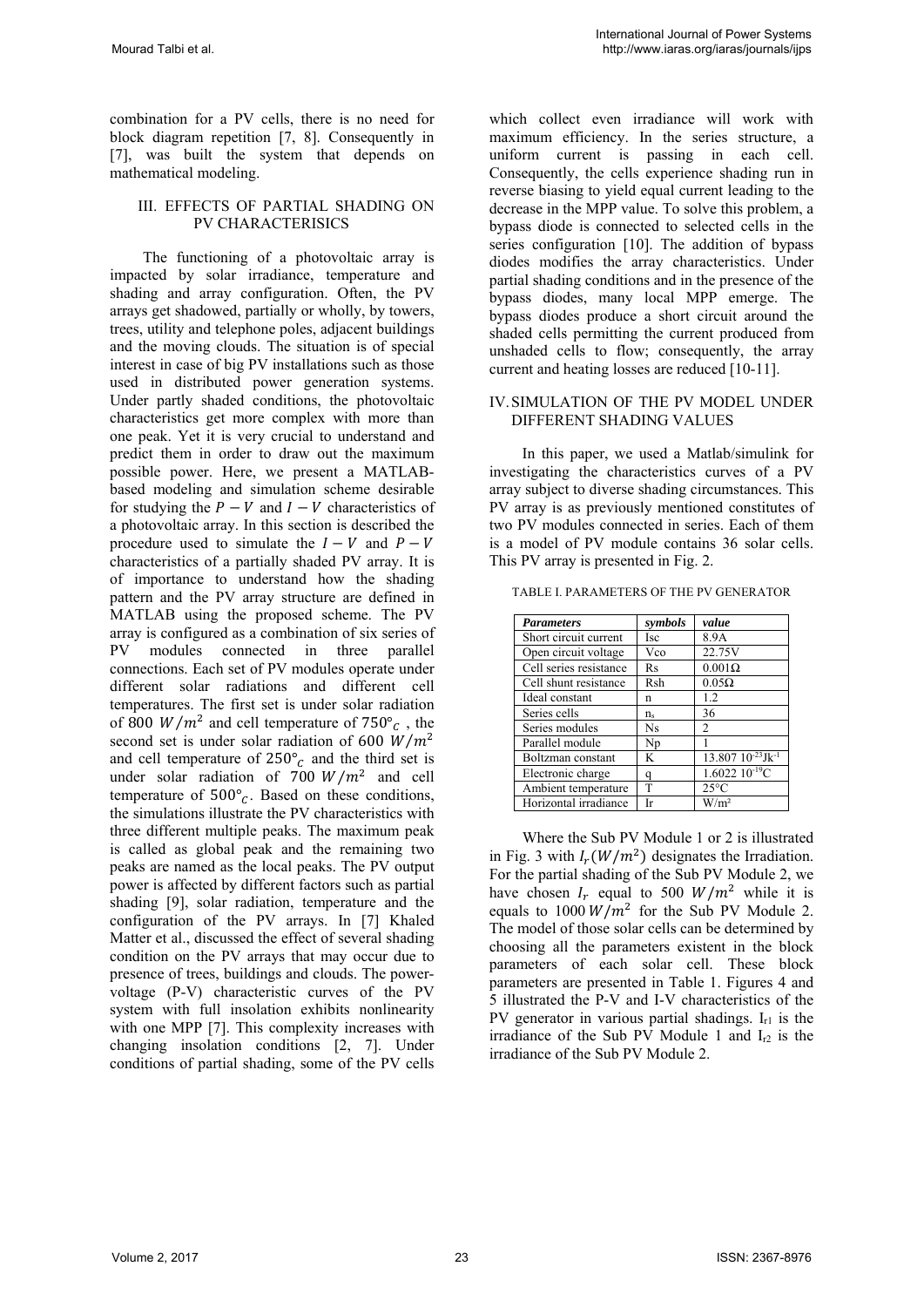combination for a PV cells, there is no need for block diagram repetition [7, 8]. Consequently in [7], was built the system that depends on mathematical modeling.

## III. EFFECTS OF PARTIAL SHADING ON PV CHARACTERISICS

The functioning of a photovoltaic array is impacted by solar irradiance, temperature and shading and array configuration. Often, the PV arrays get shadowed, partially or wholly, by towers, trees, utility and telephone poles, adjacent buildings and the moving clouds. The situation is of special interest in case of big PV installations such as those used in distributed power generation systems. Under partly shaded conditions, the photovoltaic characteristics get more complex with more than one peak. Yet it is very crucial to understand and predict them in order to draw out the maximum possible power. Here, we present a MATLAB-based modeling and simulation scheme desirable for studying the $P-V$ and $I-V$ characteristics of a photovoltaic array. In this section is described the procedure used to simulate the $I-V$ and $P-V$ characteristics of a partially shaded PV array. It is of importance to understand how the shading pattern and the PV array structure are defined in MATLAB using the proposed scheme. The PV array is configured as a combination of six series of PV modules connected in three parallel connections. Each set of PV modules operate under different solar radiations and different cell temperatures. The first set is under solar radiation of 800 $W/m^2$ and cell temperature of $750°_C$ , the second set is under solar radiation of 600 $W/m^2$ and cell temperature of $250°_C$ and the third set is under solar radiation of 700 $W/m^2$ and cell temperature of $500°_C$. Based on these conditions, the simulations illustrate the PV characteristics with three different multiple peaks. The maximum peak is called as global peak and the remaining two peaks are named as the local peaks. The PV output power is affected by different factors such as partial shading [9], solar radiation, temperature and the configuration of the PV arrays. In [7] Khaled Matter et al., discussed the effect of several shading condition on the PV arrays that may occur due to presence of trees, buildings and clouds. The power-voltage (P-V) characteristic curves of the PV system with full insolation exhibits nonlinearity with one MPP [7]. This complexity increases with changing insolation conditions [2, 7]. Under conditions of partial shading, some of the PV cells which collect even irradiance will work with maximum efficiency. In the series structure, a uniform current is passing in each cell. Consequently, the cells experience shading run in reverse biasing to yield equal current leading to the decrease in the MPP value. To solve this problem, a bypass diode is connected to selected cells in the series configuration [10]. The addition of bypass diodes modifies the array characteristics. Under partial shading conditions and in the presence of the bypass diodes, many local MPP emerge. The bypass diodes produce a short circuit around the shaded cells permitting the current produced from unshaded cells to flow; consequently, the array current and heating losses are reduced [10-11].

## IV. SIMULATION OF THE PV MODEL UNDER DIFFERENT SHADING VALUES

In this paper, we used a Matlab/simulink for investigating the characteristics curves of a PV array subject to diverse shading circumstances. This PV array is as previously mentioned constitutes of two PV modules connected in series. Each of them is a model of PV module contains 36 solar cells. This PV array is presented in Fig. 2.

TABLE I. PARAMETERS OF THE PV GENERATOR

| *Parameters* | *symbols* | *value* |
|---|---|---|
| Short circuit current | Isc | 8.9A |
| Open circuit voltage | Vco | 22.75V |
| Cell series resistance | Rs | 0.001Ω |
| Cell shunt resistance | Rsh | 0.05Ω |
| Ideal constant | n | 1.2 |
| Series cells | $n_s$ | 36 |
| Series modules | Ns | 2 |
| Parallel module | Np | 1 |
| Boltzman constant | K | $13.807\ 10^{-23} JK^{-1}$ |
| Electronic charge | q | $1.6022\ 10^{-19}C$ |
| Ambient temperature | T | 25°C |
| Horizontal irradiance | Ir | $W/m^2$ |

Where the Sub PV Module 1 or 2 is illustrated in Fig. 3 with $I_r(W/m^2)$ designates the Irradiation. For the partial shading of the Sub PV Module 2, we have chosen $I_r$ equal to 500 $W/m^2$ while it is equals to 1000 $W/m^2$ for the Sub PV Module 2. The model of those solar cells can be determined by choosing all the parameters existent in the block parameters of each solar cell. These block parameters are presented in Table 1. Figures 4 and 5 illustrated the P-V and I-V characteristics of the PV generator in various partial shadings. $I_{r1}$ is the irradiance of the Sub PV Module 1 and $I_{r2}$ is the irradiance of the Sub PV Module 2.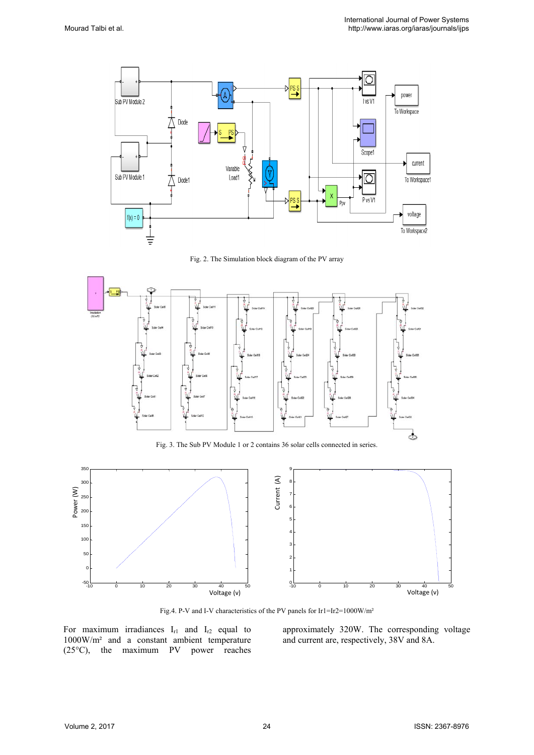Fig. 2. The Simulation block diagram of the PV array

Fig. 3. The Sub PV Module 1 or 2 contains 36 solar cells connected in series.

Fig.4. P-V and I-V characteristics of the PV panels for Ir1=Ir2=1000W/m²

For maximum irradiances $I_{r1}$ and $I_{r2}$ equal to 1000W/m² and a constant ambient temperature (25°C), the maximum PV power reaches approximately 320W. The corresponding voltage and current are, respectively, 38V and 8A.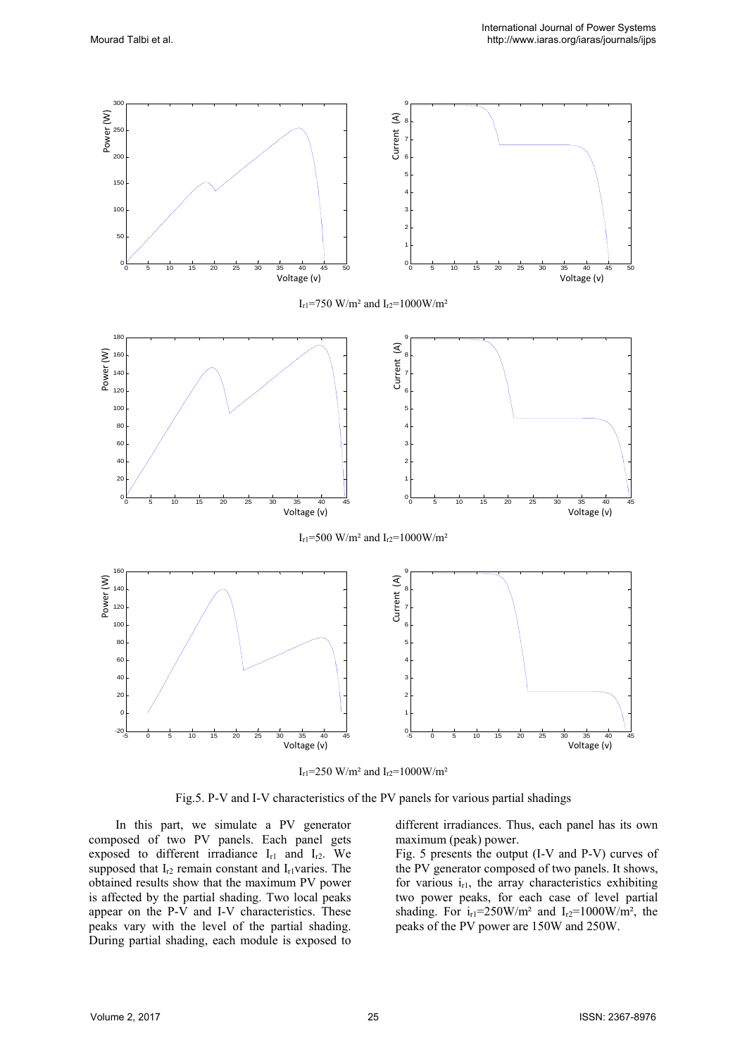$I_{r1}$=750 W/m² and $I_{r2}$=1000W/m²

$I_{r1}$=500 W/m² and $I_{r2}$=1000W/m²

$I_{r1}$=250 W/m² and $I_{r2}$=1000W/m²

Fig.5. P-V and I-V characteristics of the PV panels for various partial shadings

In this part, we simulate a PV generator composed of two PV panels. Each panel gets exposed to different irradiance $I_{r1}$ and $I_{r2}$. We supposed that $I_{r2}$ remain constant and $I_{r1}$varies. The obtained results show that the maximum PV power is affected by the partial shading. Two local peaks appear on the P-V and I-V characteristics. These peaks vary with the level of the partial shading. During partial shading, each module is exposed to different irradiances. Thus, each panel has its own maximum (peak) power.

Fig. 5 presents the output (I-V and P-V) curves of the PV generator composed of two panels. It shows, for various $i_{r1}$, the array characteristics exhibiting two power peaks, for each case of level partial shading. For $i_{r1}$=250W/m² and $I_{r2}$=1000W/m², the peaks of the PV power are 150W and 250W.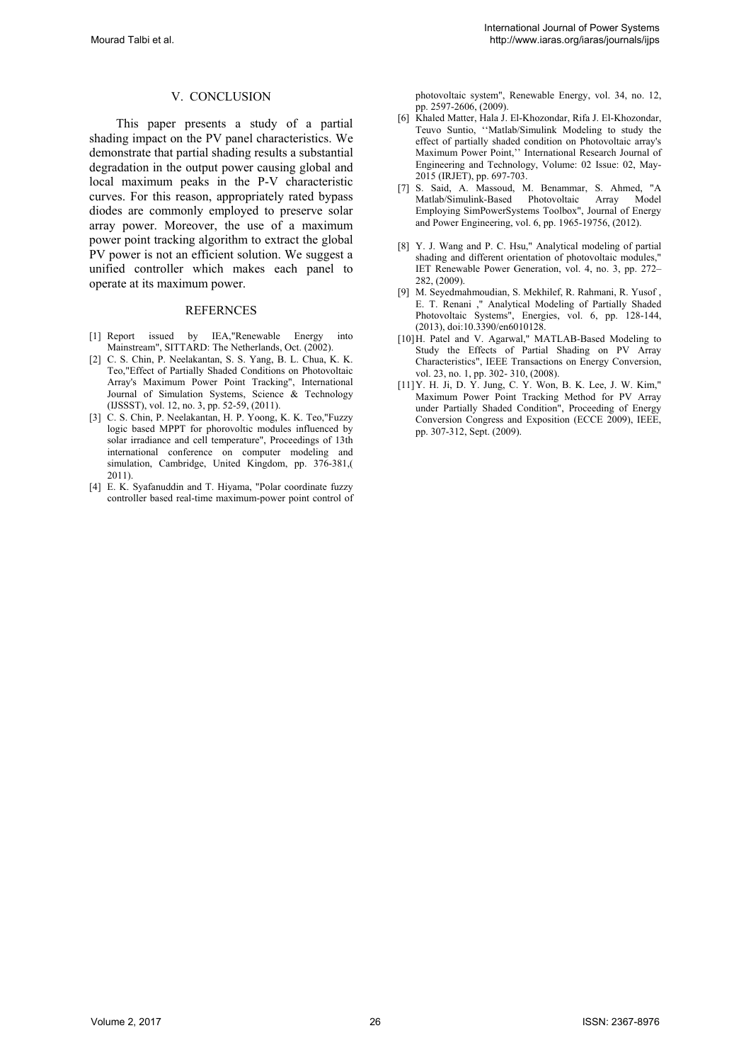## V. CONCLUSION

This paper presents a study of a partial shading impact on the PV panel characteristics. We demonstrate that partial shading results a substantial degradation in the output power causing global and local maximum peaks in the P-V characteristic curves. For this reason, appropriately rated bypass diodes are commonly employed to preserve solar array power. Moreover, the use of a maximum power point tracking algorithm to extract the global PV power is not an efficient solution. We suggest a unified controller which makes each panel to operate at its maximum power.

## REFERNCES

[1] Report issued by IEA,"Renewable Energy into Mainstream", SITTARD: The Netherlands, Oct. (2002).

[2] C. S. Chin, P. Neelakantan, S. S. Yang, B. L. Chua, K. K. Teo,"Effect of Partially Shaded Conditions on Photovoltaic Array's Maximum Power Point Tracking", International Journal of Simulation Systems, Science & Technology (IJSSST), vol. 12, no. 3, pp. 52-59, (2011).

[3] C. S. Chin, P. Neelakantan, H. P. Yoong, K. K. Teo,"Fuzzy logic based MPPT for phorovoltic modules influenced by solar irradiance and cell temperature", Proceedings of 13th international conference on computer modeling and simulation, Cambridge, United Kingdom, pp. 376-381,( 2011).

[4] E. K. Syafanuddin and T. Hiyama, "Polar coordinate fuzzy controller based real-time maximum-power point control of photovoltaic system", Renewable Energy, vol. 34, no. 12, pp. 2597-2606, (2009).

[6] Khaled Matter, Hala J. El-Khozondar, Rifa J. El-Khozondar, Teuvo Suntio, ''Matlab/Simulink Modeling to study the effect of partially shaded condition on Photovoltaic array's Maximum Power Point,'' International Research Journal of Engineering and Technology, Volume: 02 Issue: 02, May-2015 (IRJET), pp. 697-703.

[7] S. Said, A. Massoud, M. Benammar, S. Ahmed, "A Matlab/Simulink-Based Photovoltaic Array Model Employing SimPowerSystems Toolbox", Journal of Energy and Power Engineering, vol. 6, pp. 1965-19756, (2012).

[8] Y. J. Wang and P. C. Hsu," Analytical modeling of partial shading and different orientation of photovoltaic modules," IET Renewable Power Generation, vol. 4, no. 3, pp. 272–282, (2009).

[9] M. Seyedmahmoudian, S. Mekhilef, R. Rahmani, R. Yusof , E. T. Renani ," Analytical Modeling of Partially Shaded Photovoltaic Systems", Energies, vol. 6, pp. 128-144, (2013), doi:10.3390/en6010128.

[10] H. Patel and V. Agarwal," MATLAB-Based Modeling to Study the Effects of Partial Shading on PV Array Characteristics", IEEE Transactions on Energy Conversion, vol. 23, no. 1, pp. 302- 310, (2008).

[11] Y. H. Ji, D. Y. Jung, C. Y. Won, B. K. Lee, J. W. Kim," Maximum Power Point Tracking Method for PV Array under Partially Shaded Condition", Proceeding of Energy Conversion Congress and Exposition (ECCE 2009), IEEE, pp. 307-312, Sept. (2009).